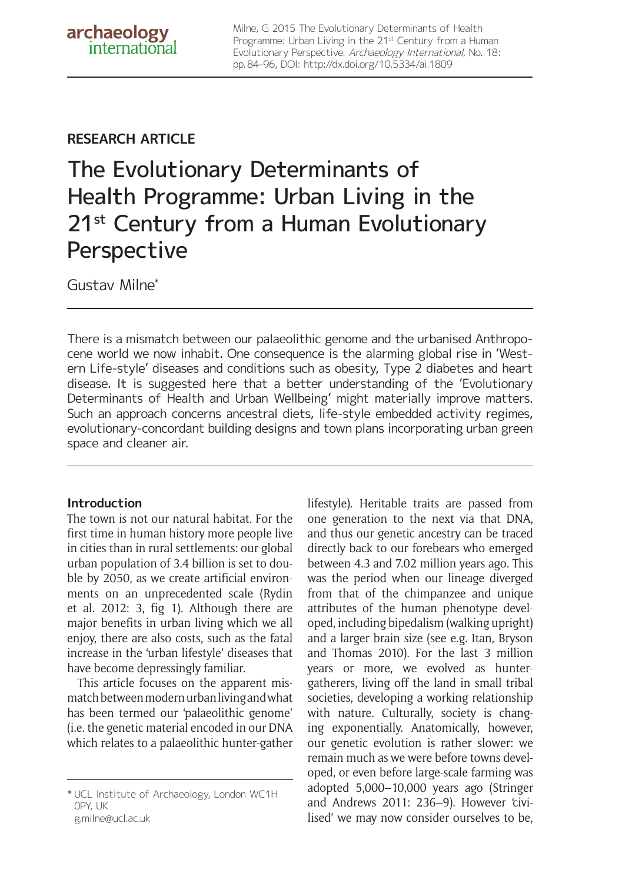archaeology international

Milne, G 2015 The Evolutionary Determinants of Health Programme: Urban Living in the 21st Century from a Human Evolutionary Perspective. *Archaeology International*, No. 18: pp. 84–96, DOI: http://dx.doi.org/10.5334/ai.1809

**RESEARCH ARTICLE**

# The Evolutionary Determinants of Health Programme: Urban Living in the 21st Century from a Human Evolutionary Perspective

Gustav Milne*

There is a mismatch between our palaeolithic genome and the urbanised Anthropocene world we now inhabit. One consequence is the alarming global rise in 'Western Life-style' diseases and conditions such as obesity, Type 2 diabetes and heart disease. It is suggested here that a better understanding of the 'Evolutionary Determinants of Health and Urban Wellbeing' might materially improve matters. Such an approach concerns ancestral diets, life-style embedded activity regimes, evolutionary-concordant building designs and town plans incorporating urban green space and cleaner air.

## Introduction

The town is not our natural habitat. For the first time in human history more people live in cities than in rural settlements: our global urban population of 3.4 billion is set to double by 2050, as we create artificial environments on an unprecedented scale (Rydin et al. 2012: 3, fig 1). Although there are major benefits in urban living which we all enjoy, there are also costs, such as the fatal increase in the 'urban lifestyle' diseases that have become depressingly familiar.

This article focuses on the apparent mismatch between modern urban living and what has been termed our 'palaeolithic genome' (i.e. the genetic material encoded in our DNA which relates to a palaeolithic hunter-gather lifestyle). Heritable traits are passed from one generation to the next via that DNA, and thus our genetic ancestry can be traced directly back to our forebears who emerged between 4.3 and 7.02 million years ago. This was the period when our lineage diverged from that of the chimpanzee and unique attributes of the human phenotype developed, including bipedalism (walking upright) and a larger brain size (see e.g. Itan, Bryson and Thomas 2010). For the last 3 million years or more, we evolved as hunter-gatherers, living off the land in small tribal societies, developing a working relationship with nature. Culturally, society is changing exponentially. Anatomically, however, our genetic evolution is rather slower: we remain much as we were before towns developed, or even before large-scale farming was adopted 5,000–10,000 years ago (Stringer and Andrews 2011: 236–9). However 'civilised' we may now consider ourselves to be,

* UCL Institute of Archaeology, London WC1H 0PY, UK
g.milne@ucl.ac.uk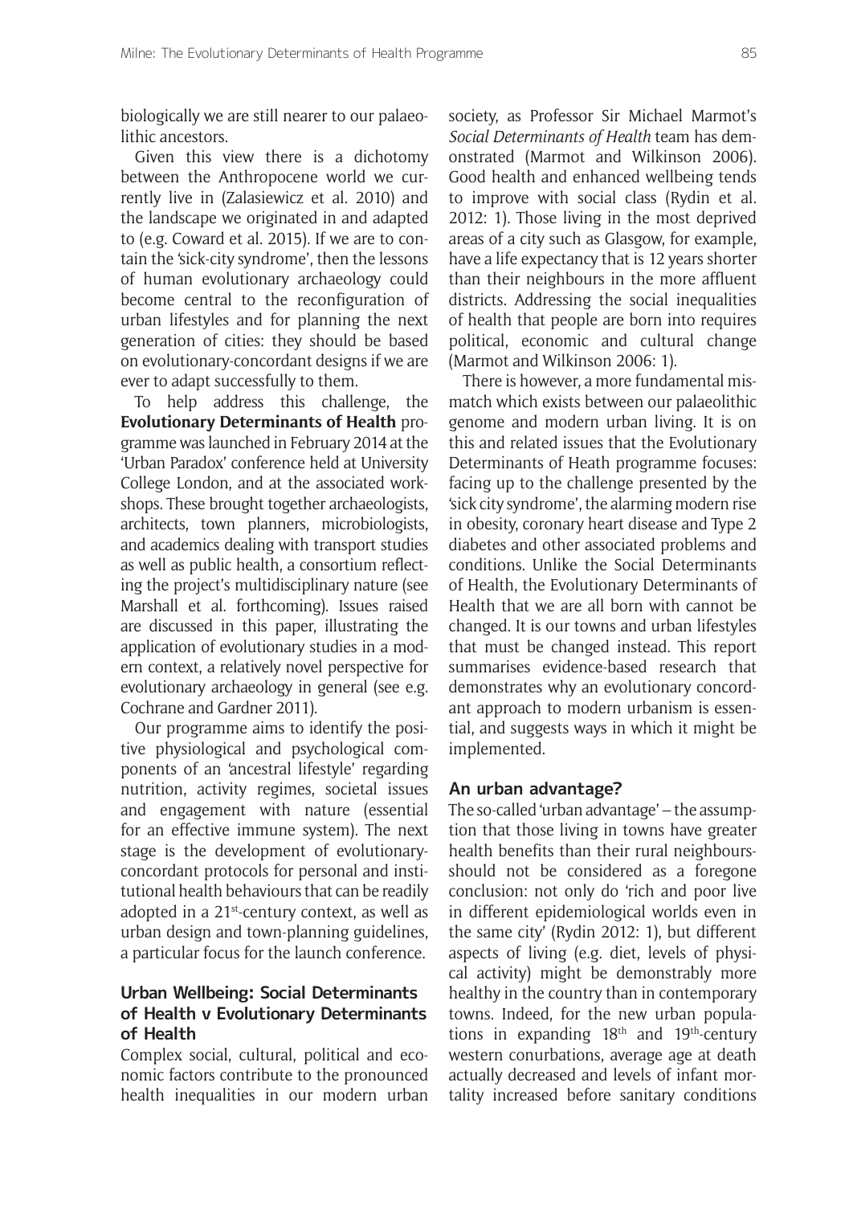biologically we are still nearer to our palaeolithic ancestors.

Given this view there is a dichotomy between the Anthropocene world we currently live in (Zalasiewicz et al. 2010) and the landscape we originated in and adapted to (e.g. Coward et al. 2015). If we are to contain the 'sick-city syndrome', then the lessons of human evolutionary archaeology could become central to the reconfiguration of urban lifestyles and for planning the next generation of cities: they should be based on evolutionary-concordant designs if we are ever to adapt successfully to them.

To help address this challenge, the **Evolutionary Determinants of Health** programme was launched in February 2014 at the 'Urban Paradox' conference held at University College London, and at the associated workshops. These brought together archaeologists, architects, town planners, microbiologists, and academics dealing with transport studies as well as public health, a consortium reflecting the project's multidisciplinary nature (see Marshall et al. forthcoming). Issues raised are discussed in this paper, illustrating the application of evolutionary studies in a modern context, a relatively novel perspective for evolutionary archaeology in general (see e.g. Cochrane and Gardner 2011).

Our programme aims to identify the positive physiological and psychological components of an 'ancestral lifestyle' regarding nutrition, activity regimes, societal issues and engagement with nature (essential for an effective immune system). The next stage is the development of evolutionary-concordant protocols for personal and institutional health behaviours that can be readily adopted in a 21st-century context, as well as urban design and town-planning guidelines, a particular focus for the launch conference.

## Urban Wellbeing: Social Determinants of Health v Evolutionary Determinants of Health

Complex social, cultural, political and economic factors contribute to the pronounced health inequalities in our modern urban society, as Professor Sir Michael Marmot's *Social Determinants of Health* team has demonstrated (Marmot and Wilkinson 2006). Good health and enhanced wellbeing tends to improve with social class (Rydin et al. 2012: 1). Those living in the most deprived areas of a city such as Glasgow, for example, have a life expectancy that is 12 years shorter than their neighbours in the more affluent districts. Addressing the social inequalities of health that people are born into requires political, economic and cultural change (Marmot and Wilkinson 2006: 1).

There is however, a more fundamental mismatch which exists between our palaeolithic genome and modern urban living. It is on this and related issues that the Evolutionary Determinants of Heath programme focuses: facing up to the challenge presented by the 'sick city syndrome', the alarming modern rise in obesity, coronary heart disease and Type 2 diabetes and other associated problems and conditions. Unlike the Social Determinants of Health, the Evolutionary Determinants of Health that we are all born with cannot be changed. It is our towns and urban lifestyles that must be changed instead. This report summarises evidence-based research that demonstrates why an evolutionary concordant approach to modern urbanism is essential, and suggests ways in which it might be implemented.

## An urban advantage?

The so-called 'urban advantage' – the assumption that those living in towns have greater health benefits than their rural neighbours-should not be considered as a foregone conclusion: not only do 'rich and poor live in different epidemiological worlds even in the same city' (Rydin 2012: 1), but different aspects of living (e.g. diet, levels of physical activity) might be demonstrably more healthy in the country than in contemporary towns. Indeed, for the new urban populations in expanding 18th and 19th-century western conurbations, average age at death actually decreased and levels of infant mortality increased before sanitary conditions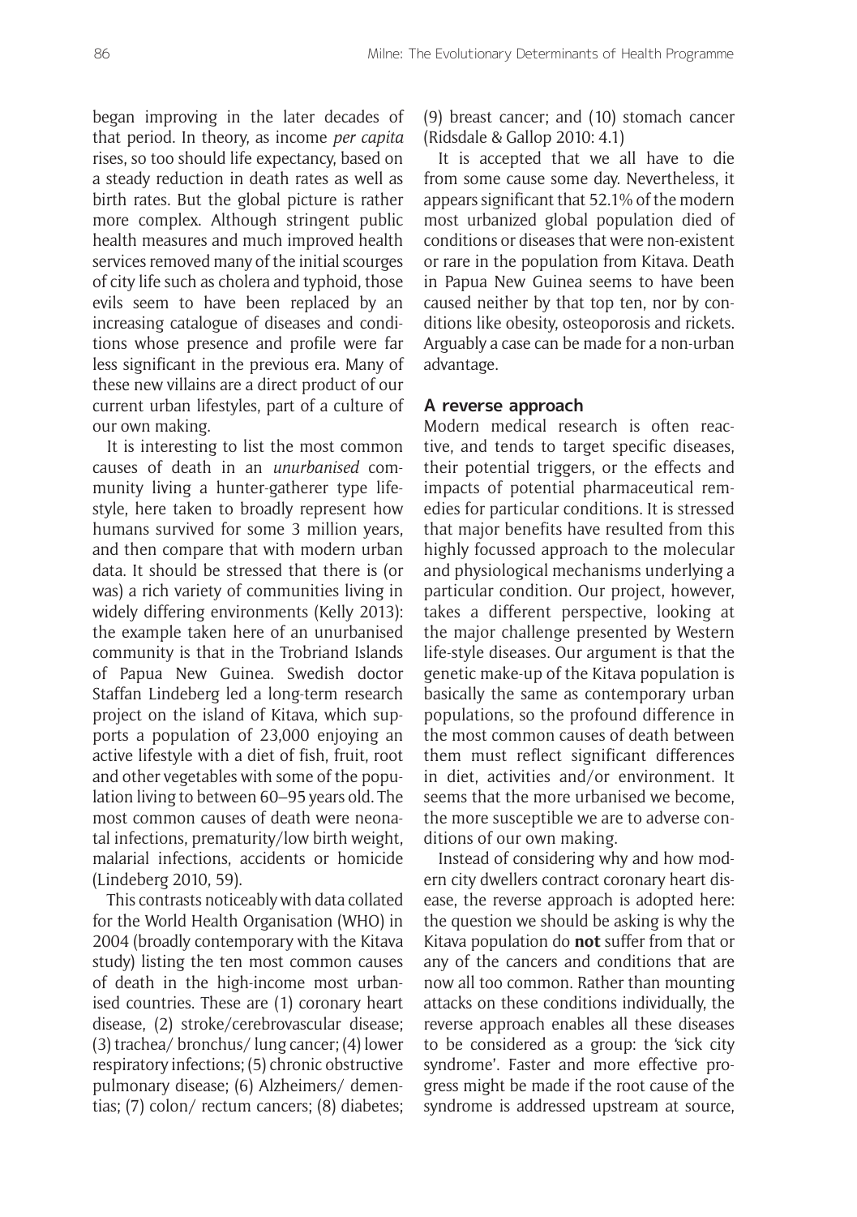began improving in the later decades of that period. In theory, as income *per capita* rises, so too should life expectancy, based on a steady reduction in death rates as well as birth rates. But the global picture is rather more complex. Although stringent public health measures and much improved health services removed many of the initial scourges of city life such as cholera and typhoid, those evils seem to have been replaced by an increasing catalogue of diseases and conditions whose presence and profile were far less significant in the previous era. Many of these new villains are a direct product of our current urban lifestyles, part of a culture of our own making.

It is interesting to list the most common causes of death in an *unurbanised* community living a hunter-gatherer type lifestyle, here taken to broadly represent how humans survived for some 3 million years, and then compare that with modern urban data. It should be stressed that there is (or was) a rich variety of communities living in widely differing environments (Kelly 2013): the example taken here of an unurbanised community is that in the Trobriand Islands of Papua New Guinea. Swedish doctor Staffan Lindeberg led a long-term research project on the island of Kitava, which supports a population of 23,000 enjoying an active lifestyle with a diet of fish, fruit, root and other vegetables with some of the population living to between 60–95 years old. The most common causes of death were neonatal infections, prematurity/low birth weight, malarial infections, accidents or homicide (Lindeberg 2010, 59).

This contrasts noticeably with data collated for the World Health Organisation (WHO) in 2004 (broadly contemporary with the Kitava study) listing the ten most common causes of death in the high-income most urbanised countries. These are (1) coronary heart disease, (2) stroke/cerebrovascular disease; (3) trachea/ bronchus/ lung cancer; (4) lower respiratory infections; (5) chronic obstructive pulmonary disease; (6) Alzheimers/ dementias; (7) colon/ rectum cancers; (8) diabetes; (9) breast cancer; and (10) stomach cancer (Ridsdale & Gallop 2010: 4.1)

It is accepted that we all have to die from some cause some day. Nevertheless, it appears significant that 52.1% of the modern most urbanized global population died of conditions or diseases that were non-existent or rare in the population from Kitava. Death in Papua New Guinea seems to have been caused neither by that top ten, nor by conditions like obesity, osteoporosis and rickets. Arguably a case can be made for a non-urban advantage.

## A reverse approach

Modern medical research is often reactive, and tends to target specific diseases, their potential triggers, or the effects and impacts of potential pharmaceutical remedies for particular conditions. It is stressed that major benefits have resulted from this highly focussed approach to the molecular and physiological mechanisms underlying a particular condition. Our project, however, takes a different perspective, looking at the major challenge presented by Western life-style diseases. Our argument is that the genetic make-up of the Kitava population is basically the same as contemporary urban populations, so the profound difference in the most common causes of death between them must reflect significant differences in diet, activities and/or environment. It seems that the more urbanised we become, the more susceptible we are to adverse conditions of our own making.

Instead of considering why and how modern city dwellers contract coronary heart disease, the reverse approach is adopted here: the question we should be asking is why the Kitava population do **not** suffer from that or any of the cancers and conditions that are now all too common. Rather than mounting attacks on these conditions individually, the reverse approach enables all these diseases to be considered as a group: the 'sick city syndrome'. Faster and more effective progress might be made if the root cause of the syndrome is addressed upstream at source,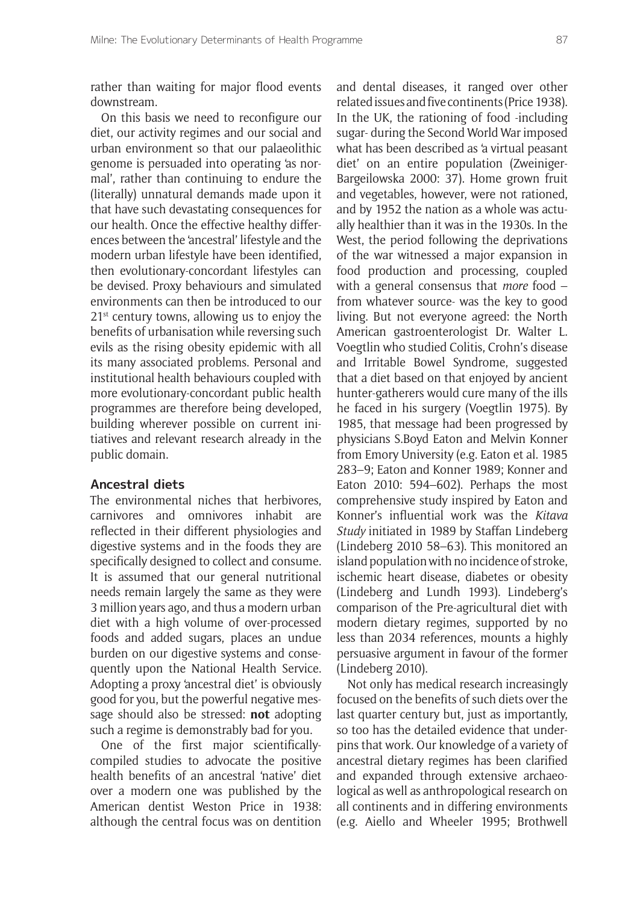rather than waiting for major flood events downstream.

On this basis we need to reconfigure our diet, our activity regimes and our social and urban environment so that our palaeolithic genome is persuaded into operating 'as normal', rather than continuing to endure the (literally) unnatural demands made upon it that have such devastating consequences for our health. Once the effective healthy differences between the 'ancestral' lifestyle and the modern urban lifestyle have been identified, then evolutionary-concordant lifestyles can be devised. Proxy behaviours and simulated environments can then be introduced to our 21st century towns, allowing us to enjoy the benefits of urbanisation while reversing such evils as the rising obesity epidemic with all its many associated problems. Personal and institutional health behaviours coupled with more evolutionary-concordant public health programmes are therefore being developed, building wherever possible on current initiatives and relevant research already in the public domain.

## Ancestral diets

The environmental niches that herbivores, carnivores and omnivores inhabit are reflected in their different physiologies and digestive systems and in the foods they are specifically designed to collect and consume. It is assumed that our general nutritional needs remain largely the same as they were 3 million years ago, and thus a modern urban diet with a high volume of over-processed foods and added sugars, places an undue burden on our digestive systems and consequently upon the National Health Service. Adopting a proxy 'ancestral diet' is obviously good for you, but the powerful negative message should also be stressed: **not** adopting such a regime is demonstrably bad for you.

One of the first major scientifically-compiled studies to advocate the positive health benefits of an ancestral 'native' diet over a modern one was published by the American dentist Weston Price in 1938: although the central focus was on dentition and dental diseases, it ranged over other related issues and five continents (Price 1938). In the UK, the rationing of food -including sugar- during the Second World War imposed what has been described as 'a virtual peasant diet' on an entire population (Zweiniger-Bargeilowska 2000: 37). Home grown fruit and vegetables, however, were not rationed, and by 1952 the nation as a whole was actually healthier than it was in the 1930s. In the West, the period following the deprivations of the war witnessed a major expansion in food production and processing, coupled with a general consensus that *more* food – from whatever source- was the key to good living. But not everyone agreed: the North American gastroenterologist Dr. Walter L. Voegtlin who studied Colitis, Crohn's disease and Irritable Bowel Syndrome, suggested that a diet based on that enjoyed by ancient hunter-gatherers would cure many of the ills he faced in his surgery (Voegtlin 1975). By 1985, that message had been progressed by physicians S.Boyd Eaton and Melvin Konner from Emory University (e.g. Eaton et al. 1985 283–9; Eaton and Konner 1989; Konner and Eaton 2010: 594–602). Perhaps the most comprehensive study inspired by Eaton and Konner's influential work was the *Kitava Study* initiated in 1989 by Staffan Lindeberg (Lindeberg 2010 58–63). This monitored an island population with no incidence of stroke, ischemic heart disease, diabetes or obesity (Lindeberg and Lundh 1993). Lindeberg's comparison of the Pre-agricultural diet with modern dietary regimes, supported by no less than 2034 references, mounts a highly persuasive argument in favour of the former (Lindeberg 2010).

Not only has medical research increasingly focused on the benefits of such diets over the last quarter century but, just as importantly, so too has the detailed evidence that underpins that work. Our knowledge of a variety of ancestral dietary regimes has been clarified and expanded through extensive archaeological as well as anthropological research on all continents and in differing environments (e.g. Aiello and Wheeler 1995; Brothwell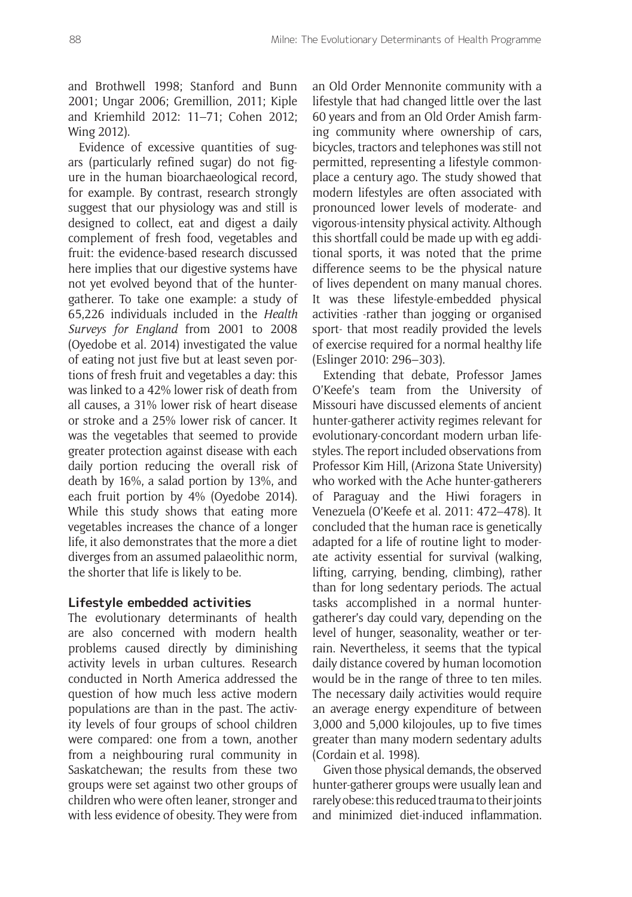and Brothwell 1998; Stanford and Bunn 2001; Ungar 2006; Gremillion, 2011; Kiple and Kriemhild 2012: 11–71; Cohen 2012; Wing 2012).

Evidence of excessive quantities of sugars (particularly refined sugar) do not figure in the human bioarchaeological record, for example. By contrast, research strongly suggest that our physiology was and still is designed to collect, eat and digest a daily complement of fresh food, vegetables and fruit: the evidence-based research discussed here implies that our digestive systems have not yet evolved beyond that of the hunter-gatherer. To take one example: a study of 65,226 individuals included in the *Health Surveys for England* from 2001 to 2008 (Oyedobe et al. 2014) investigated the value of eating not just five but at least seven portions of fresh fruit and vegetables a day: this was linked to a 42% lower risk of death from all causes, a 31% lower risk of heart disease or stroke and a 25% lower risk of cancer. It was the vegetables that seemed to provide greater protection against disease with each daily portion reducing the overall risk of death by 16%, a salad portion by 13%, and each fruit portion by 4% (Oyedobe 2014). While this study shows that eating more vegetables increases the chance of a longer life, it also demonstrates that the more a diet diverges from an assumed palaeolithic norm, the shorter that life is likely to be.

### Lifestyle embedded activities

The evolutionary determinants of health are also concerned with modern health problems caused directly by diminishing activity levels in urban cultures. Research conducted in North America addressed the question of how much less active modern populations are than in the past. The activity levels of four groups of school children were compared: one from a town, another from a neighbouring rural community in Saskatchewan; the results from these two groups were set against two other groups of children who were often leaner, stronger and with less evidence of obesity. They were from an Old Order Mennonite community with a lifestyle that had changed little over the last 60 years and from an Old Order Amish farming community where ownership of cars, bicycles, tractors and telephones was still not permitted, representing a lifestyle commonplace a century ago. The study showed that modern lifestyles are often associated with pronounced lower levels of moderate- and vigorous-intensity physical activity. Although this shortfall could be made up with eg additional sports, it was noted that the prime difference seems to be the physical nature of lives dependent on many manual chores. It was these lifestyle-embedded physical activities -rather than jogging or organised sport- that most readily provided the levels of exercise required for a normal healthy life (Eslinger 2010: 296–303).

Extending that debate, Professor James O'Keefe's team from the University of Missouri have discussed elements of ancient hunter-gatherer activity regimes relevant for evolutionary-concordant modern urban lifestyles. The report included observations from Professor Kim Hill, (Arizona State University) who worked with the Ache hunter-gatherers of Paraguay and the Hiwi foragers in Venezuela (O'Keefe et al. 2011: 472–478). It concluded that the human race is genetically adapted for a life of routine light to moderate activity essential for survival (walking, lifting, carrying, bending, climbing), rather than for long sedentary periods. The actual tasks accomplished in a normal hunter-gatherer's day could vary, depending on the level of hunger, seasonality, weather or terrain. Nevertheless, it seems that the typical daily distance covered by human locomotion would be in the range of three to ten miles. The necessary daily activities would require an average energy expenditure of between 3,000 and 5,000 kilojoules, up to five times greater than many modern sedentary adults (Cordain et al. 1998).

Given those physical demands, the observed hunter-gatherer groups were usually lean and rarely obese: this reduced trauma to their joints and minimized diet-induced inflammation.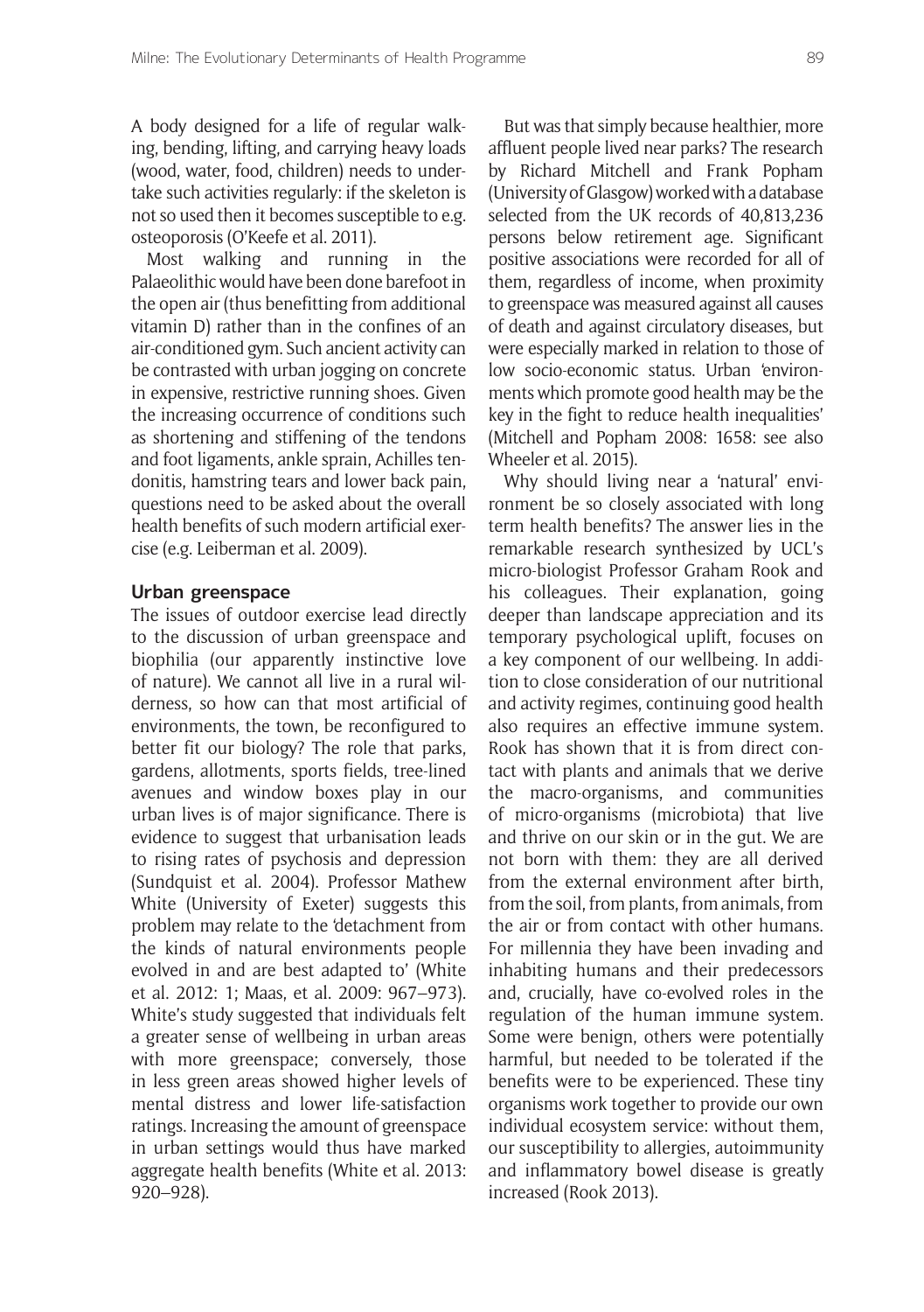A body designed for a life of regular walking, bending, lifting, and carrying heavy loads (wood, water, food, children) needs to undertake such activities regularly: if the skeleton is not so used then it becomes susceptible to e.g. osteoporosis (O'Keefe et al. 2011).

Most walking and running in the Palaeolithic would have been done barefoot in the open air (thus benefitting from additional vitamin D) rather than in the confines of an air-conditioned gym. Such ancient activity can be contrasted with urban jogging on concrete in expensive, restrictive running shoes. Given the increasing occurrence of conditions such as shortening and stiffening of the tendons and foot ligaments, ankle sprain, Achilles tendonitis, hamstring tears and lower back pain, questions need to be asked about the overall health benefits of such modern artificial exercise (e.g. Leiberman et al. 2009).

## Urban greenspace

The issues of outdoor exercise lead directly to the discussion of urban greenspace and biophilia (our apparently instinctive love of nature). We cannot all live in a rural wilderness, so how can that most artificial of environments, the town, be reconfigured to better fit our biology? The role that parks, gardens, allotments, sports fields, tree-lined avenues and window boxes play in our urban lives is of major significance. There is evidence to suggest that urbanisation leads to rising rates of psychosis and depression (Sundquist et al. 2004). Professor Mathew White (University of Exeter) suggests this problem may relate to the 'detachment from the kinds of natural environments people evolved in and are best adapted to' (White et al. 2012: 1; Maas, et al. 2009: 967–973). White's study suggested that individuals felt a greater sense of wellbeing in urban areas with more greenspace; conversely, those in less green areas showed higher levels of mental distress and lower life-satisfaction ratings. Increasing the amount of greenspace in urban settings would thus have marked aggregate health benefits (White et al. 2013: 920–928).

But was that simply because healthier, more affluent people lived near parks? The research by Richard Mitchell and Frank Popham (University of Glasgow) worked with a database selected from the UK records of 40,813,236 persons below retirement age. Significant positive associations were recorded for all of them, regardless of income, when proximity to greenspace was measured against all causes of death and against circulatory diseases, but were especially marked in relation to those of low socio-economic status. Urban 'environments which promote good health may be the key in the fight to reduce health inequalities' (Mitchell and Popham 2008: 1658: see also Wheeler et al. 2015).

Why should living near a 'natural' environment be so closely associated with long term health benefits? The answer lies in the remarkable research synthesized by UCL's micro-biologist Professor Graham Rook and his colleagues. Their explanation, going deeper than landscape appreciation and its temporary psychological uplift, focuses on a key component of our wellbeing. In addition to close consideration of our nutritional and activity regimes, continuing good health also requires an effective immune system. Rook has shown that it is from direct contact with plants and animals that we derive the macro-organisms, and communities of micro-organisms (microbiota) that live and thrive on our skin or in the gut. We are not born with them: they are all derived from the external environment after birth, from the soil, from plants, from animals, from the air or from contact with other humans. For millennia they have been invading and inhabiting humans and their predecessors and, crucially, have co-evolved roles in the regulation of the human immune system. Some were benign, others were potentially harmful, but needed to be tolerated if the benefits were to be experienced. These tiny organisms work together to provide our own individual ecosystem service: without them, our susceptibility to allergies, autoimmunity and inflammatory bowel disease is greatly increased (Rook 2013).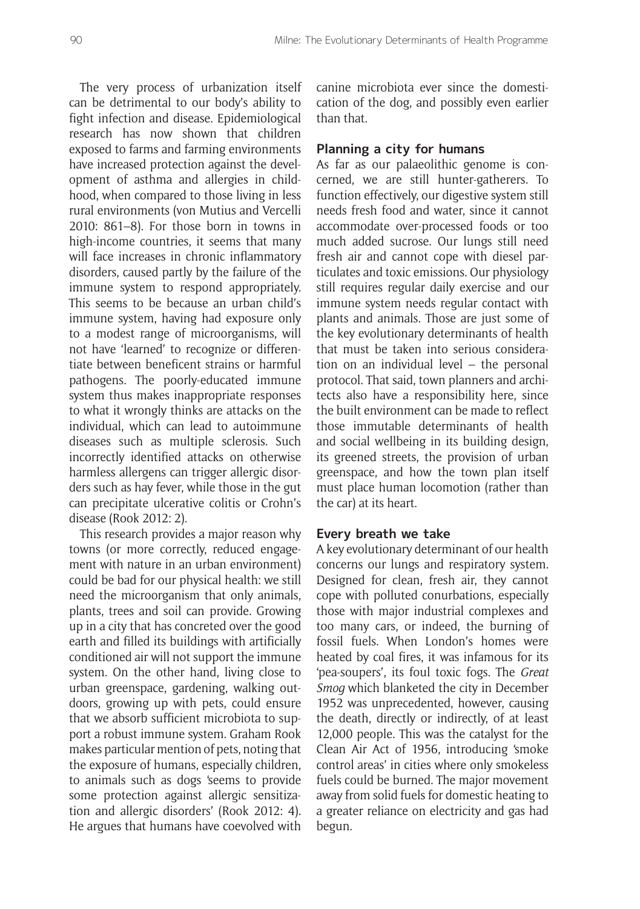The very process of urbanization itself can be detrimental to our body's ability to fight infection and disease. Epidemiological research has now shown that children exposed to farms and farming environments have increased protection against the development of asthma and allergies in childhood, when compared to those living in less rural environments (von Mutius and Vercelli 2010: 861–8). For those born in towns in high-income countries, it seems that many will face increases in chronic inflammatory disorders, caused partly by the failure of the immune system to respond appropriately. This seems to be because an urban child's immune system, having had exposure only to a modest range of microorganisms, will not have 'learned' to recognize or differentiate between beneficent strains or harmful pathogens. The poorly-educated immune system thus makes inappropriate responses to what it wrongly thinks are attacks on the individual, which can lead to autoimmune diseases such as multiple sclerosis. Such incorrectly identified attacks on otherwise harmless allergens can trigger allergic disorders such as hay fever, while those in the gut can precipitate ulcerative colitis or Crohn's disease (Rook 2012: 2).

This research provides a major reason why towns (or more correctly, reduced engagement with nature in an urban environment) could be bad for our physical health: we still need the microorganism that only animals, plants, trees and soil can provide. Growing up in a city that has concreted over the good earth and filled its buildings with artificially conditioned air will not support the immune system. On the other hand, living close to urban greenspace, gardening, walking outdoors, growing up with pets, could ensure that we absorb sufficient microbiota to support a robust immune system. Graham Rook makes particular mention of pets, noting that the exposure of humans, especially children, to animals such as dogs 'seems to provide some protection against allergic sensitization and allergic disorders' (Rook 2012: 4). He argues that humans have coevolved with canine microbiota ever since the domestication of the dog, and possibly even earlier than that.

## Planning a city for humans

As far as our palaeolithic genome is concerned, we are still hunter-gatherers. To function effectively, our digestive system still needs fresh food and water, since it cannot accommodate over-processed foods or too much added sucrose. Our lungs still need fresh air and cannot cope with diesel particulates and toxic emissions. Our physiology still requires regular daily exercise and our immune system needs regular contact with plants and animals. Those are just some of the key evolutionary determinants of health that must be taken into serious consideration on an individual level – the personal protocol. That said, town planners and architects also have a responsibility here, since the built environment can be made to reflect those immutable determinants of health and social wellbeing in its building design, its greened streets, the provision of urban greenspace, and how the town plan itself must place human locomotion (rather than the car) at its heart.

## Every breath we take

A key evolutionary determinant of our health concerns our lungs and respiratory system. Designed for clean, fresh air, they cannot cope with polluted conurbations, especially those with major industrial complexes and too many cars, or indeed, the burning of fossil fuels. When London's homes were heated by coal fires, it was infamous for its 'pea-soupers', its foul toxic fogs. The *Great Smog* which blanketed the city in December 1952 was unprecedented, however, causing the death, directly or indirectly, of at least 12,000 people. This was the catalyst for the Clean Air Act of 1956, introducing 'smoke control areas' in cities where only smokeless fuels could be burned. The major movement away from solid fuels for domestic heating to a greater reliance on electricity and gas had begun.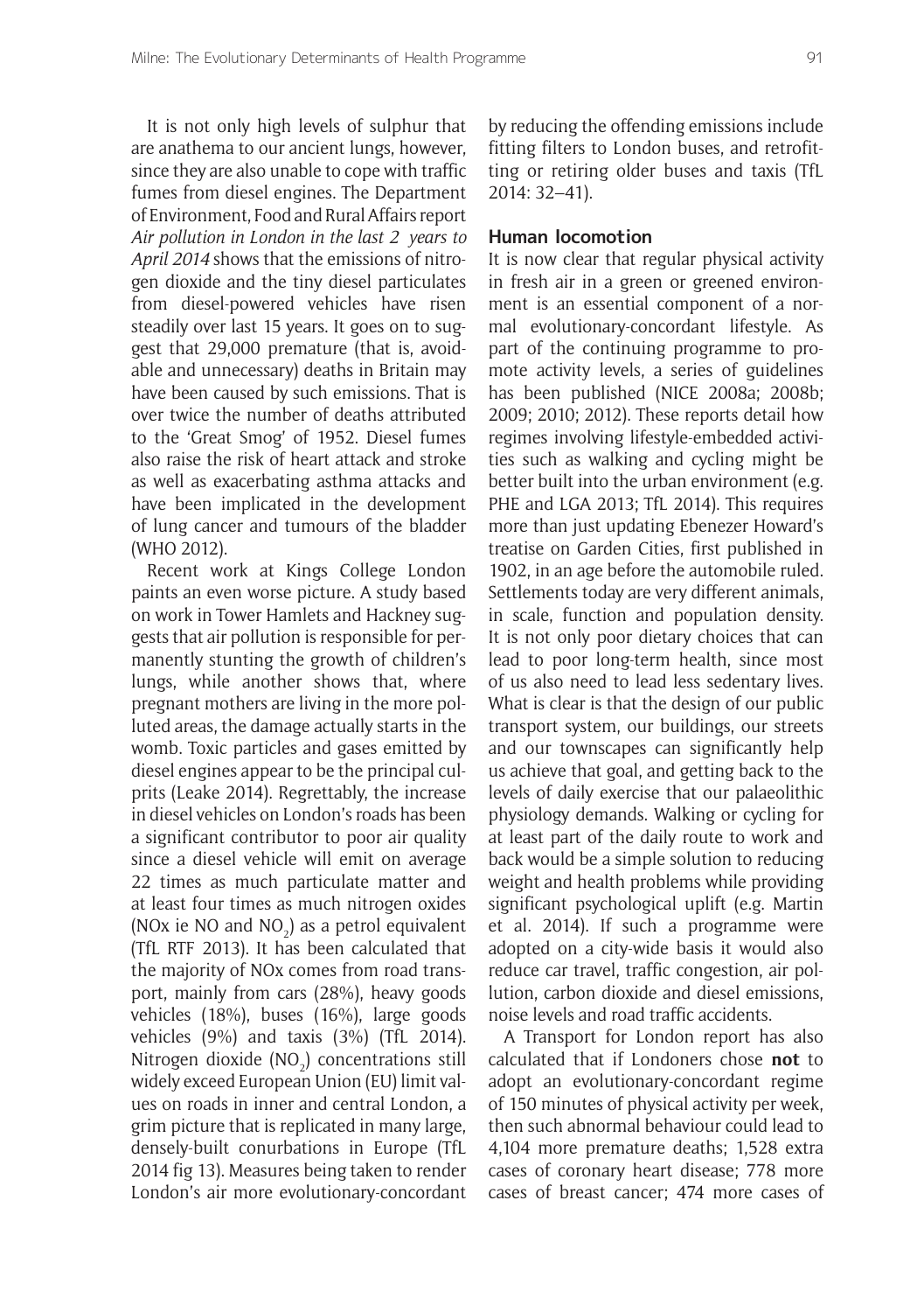It is not only high levels of sulphur that are anathema to our ancient lungs, however, since they are also unable to cope with traffic fumes from diesel engines. The Department of Environment, Food and Rural Affairs report *Air pollution in London in the last 2 years to April 2014* shows that the emissions of nitrogen dioxide and the tiny diesel particulates from diesel-powered vehicles have risen steadily over last 15 years. It goes on to suggest that 29,000 premature (that is, avoidable and unnecessary) deaths in Britain may have been caused by such emissions. That is over twice the number of deaths attributed to the 'Great Smog' of 1952. Diesel fumes also raise the risk of heart attack and stroke as well as exacerbating asthma attacks and have been implicated in the development of lung cancer and tumours of the bladder (WHO 2012).

Recent work at Kings College London paints an even worse picture. A study based on work in Tower Hamlets and Hackney suggests that air pollution is responsible for permanently stunting the growth of children's lungs, while another shows that, where pregnant mothers are living in the more polluted areas, the damage actually starts in the womb. Toxic particles and gases emitted by diesel engines appear to be the principal culprits (Leake 2014). Regrettably, the increase in diesel vehicles on London's roads has been a significant contributor to poor air quality since a diesel vehicle will emit on average 22 times as much particulate matter and at least four times as much nitrogen oxides (NOx ie NO and $NO_2$) as a petrol equivalent (TfL RTF 2013). It has been calculated that the majority of NOx comes from road transport, mainly from cars (28%), heavy goods vehicles (18%), buses (16%), large goods vehicles (9%) and taxis (3%) (TfL 2014). Nitrogen dioxide ($NO_2$) concentrations still widely exceed European Union (EU) limit values on roads in inner and central London, a grim picture that is replicated in many large, densely-built conurbations in Europe (TfL 2014 fig 13). Measures being taken to render London's air more evolutionary-concordant by reducing the offending emissions include fitting filters to London buses, and retrofitting or retiring older buses and taxis (TfL 2014: 32–41).

### Human locomotion

It is now clear that regular physical activity in fresh air in a green or greened environment is an essential component of a normal evolutionary-concordant lifestyle. As part of the continuing programme to promote activity levels, a series of guidelines has been published (NICE 2008a; 2008b; 2009; 2010; 2012). These reports detail how regimes involving lifestyle-embedded activities such as walking and cycling might be better built into the urban environment (e.g. PHE and LGA 2013; TfL 2014). This requires more than just updating Ebenezer Howard's treatise on Garden Cities, first published in 1902, in an age before the automobile ruled. Settlements today are very different animals, in scale, function and population density. It is not only poor dietary choices that can lead to poor long-term health, since most of us also need to lead less sedentary lives. What is clear is that the design of our public transport system, our buildings, our streets and our townscapes can significantly help us achieve that goal, and getting back to the levels of daily exercise that our palaeolithic physiology demands. Walking or cycling for at least part of the daily route to work and back would be a simple solution to reducing weight and health problems while providing significant psychological uplift (e.g. Martin et al. 2014). If such a programme were adopted on a city-wide basis it would also reduce car travel, traffic congestion, air pollution, carbon dioxide and diesel emissions, noise levels and road traffic accidents.

A Transport for London report has also calculated that if Londoners chose **not** to adopt an evolutionary-concordant regime of 150 minutes of physical activity per week, then such abnormal behaviour could lead to 4,104 more premature deaths; 1,528 extra cases of coronary heart disease; 778 more cases of breast cancer; 474 more cases of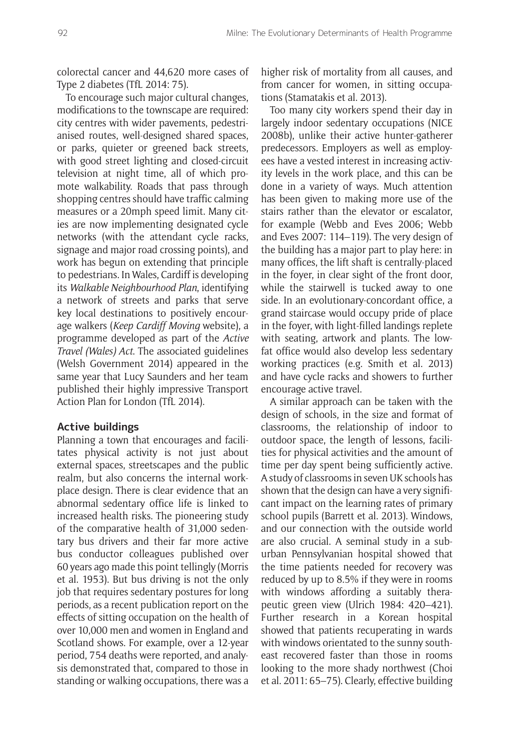colorectal cancer and 44,620 more cases of Type 2 diabetes (TfL 2014: 75).

To encourage such major cultural changes, modifications to the townscape are required: city centres with wider pavements, pedestrianised routes, well-designed shared spaces, or parks, quieter or greened back streets, with good street lighting and closed-circuit television at night time, all of which promote walkability. Roads that pass through shopping centres should have traffic calming measures or a 20mph speed limit. Many cities are now implementing designated cycle networks (with the attendant cycle racks, signage and major road crossing points), and work has begun on extending that principle to pedestrians. In Wales, Cardiff is developing its *Walkable Neighbourhood Plan*, identifying a network of streets and parks that serve key local destinations to positively encourage walkers (*Keep Cardiff Moving* website), a programme developed as part of the *Active Travel (Wales) Act*. The associated guidelines (Welsh Government 2014) appeared in the same year that Lucy Saunders and her team published their highly impressive Transport Action Plan for London (TfL 2014).

### Active buildings

Planning a town that encourages and facilitates physical activity is not just about external spaces, streetscapes and the public realm, but also concerns the internal workplace design. There is clear evidence that an abnormal sedentary office life is linked to increased health risks. The pioneering study of the comparative health of 31,000 sedentary bus drivers and their far more active bus conductor colleagues published over 60 years ago made this point tellingly (Morris et al. 1953). But bus driving is not the only job that requires sedentary postures for long periods, as a recent publication report on the effects of sitting occupation on the health of over 10,000 men and women in England and Scotland shows. For example, over a 12-year period, 754 deaths were reported, and analysis demonstrated that, compared to those in standing or walking occupations, there was a higher risk of mortality from all causes, and from cancer for women, in sitting occupations (Stamatakis et al. 2013).

Too many city workers spend their day in largely indoor sedentary occupations (NICE 2008b), unlike their active hunter-gatherer predecessors. Employers as well as employees have a vested interest in increasing activity levels in the work place, and this can be done in a variety of ways. Much attention has been given to making more use of the stairs rather than the elevator or escalator, for example (Webb and Eves 2006; Webb and Eves 2007: 114–119). The very design of the building has a major part to play here: in many offices, the lift shaft is centrally-placed in the foyer, in clear sight of the front door, while the stairwell is tucked away to one side. In an evolutionary-concordant office, a grand staircase would occupy pride of place in the foyer, with light-filled landings replete with seating, artwork and plants. The low-fat office would also develop less sedentary working practices (e.g. Smith et al. 2013) and have cycle racks and showers to further encourage active travel.

A similar approach can be taken with the design of schools, in the size and format of classrooms, the relationship of indoor to outdoor space, the length of lessons, facilities for physical activities and the amount of time per day spent being sufficiently active. A study of classrooms in seven UK schools has shown that the design can have a very significant impact on the learning rates of primary school pupils (Barrett et al. 2013). Windows, and our connection with the outside world are also crucial. A seminal study in a suburban Pennsylvanian hospital showed that the time patients needed for recovery was reduced by up to 8.5% if they were in rooms with windows affording a suitably therapeutic green view (Ulrich 1984: 420–421). Further research in a Korean hospital showed that patients recuperating in wards with windows orientated to the sunny southeast recovered faster than those in rooms looking to the more shady northwest (Choi et al. 2011: 65–75). Clearly, effective building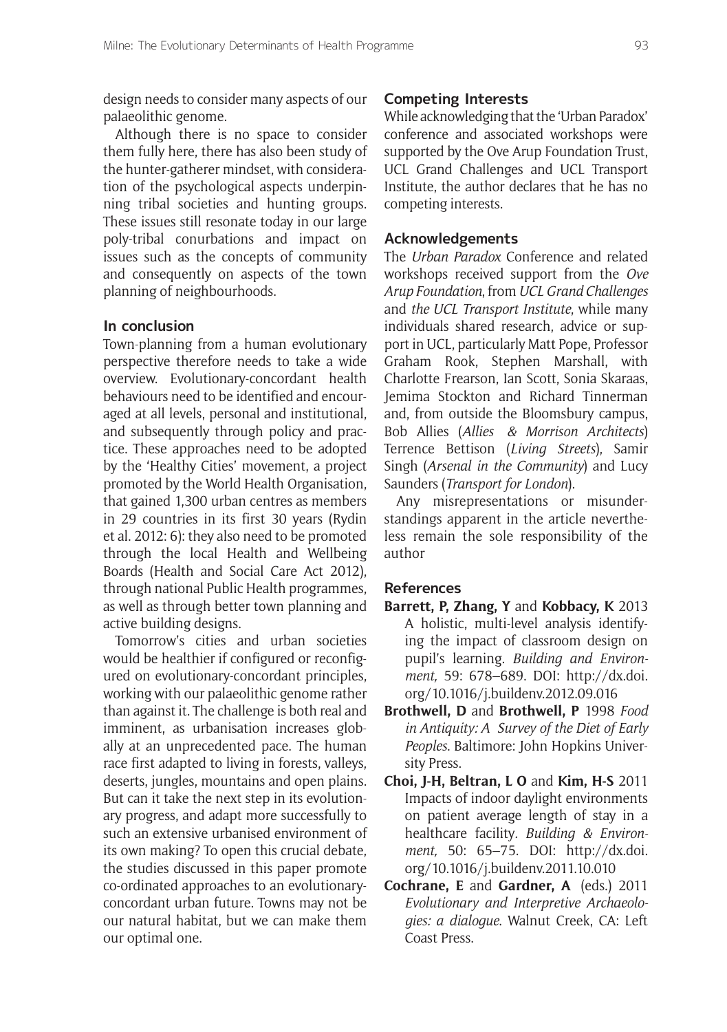design needs to consider many aspects of our palaeolithic genome.

Although there is no space to consider them fully here, there has also been study of the hunter-gatherer mindset, with consideration of the psychological aspects underpinning tribal societies and hunting groups. These issues still resonate today in our large poly-tribal conurbations and impact on issues such as the concepts of community and consequently on aspects of the town planning of neighbourhoods.

## In conclusion

Town-planning from a human evolutionary perspective therefore needs to take a wide overview. Evolutionary-concordant health behaviours need to be identified and encouraged at all levels, personal and institutional, and subsequently through policy and practice. These approaches need to be adopted by the 'Healthy Cities' movement, a project promoted by the World Health Organisation, that gained 1,300 urban centres as members in 29 countries in its first 30 years (Rydin et al. 2012: 6): they also need to be promoted through the local Health and Wellbeing Boards (Health and Social Care Act 2012), through national Public Health programmes, as well as through better town planning and active building designs.

Tomorrow's cities and urban societies would be healthier if configured or reconfigured on evolutionary-concordant principles, working with our palaeolithic genome rather than against it. The challenge is both real and imminent, as urbanisation increases globally at an unprecedented pace. The human race first adapted to living in forests, valleys, deserts, jungles, mountains and open plains. But can it take the next step in its evolutionary progress, and adapt more successfully to such an extensive urbanised environment of its own making? To open this crucial debate, the studies discussed in this paper promote co-ordinated approaches to an evolutionary-concordant urban future. Towns may not be our natural habitat, but we can make them our optimal one.

## Competing Interests

While acknowledging that the 'Urban Paradox' conference and associated workshops were supported by the Ove Arup Foundation Trust, UCL Grand Challenges and UCL Transport Institute, the author declares that he has no competing interests.

## Acknowledgements

The *Urban Paradox* Conference and related workshops received support from the *Ove Arup Foundation*, from *UCL Grand Challenges* and *the UCL Transport Institute*, while many individuals shared research, advice or support in UCL, particularly Matt Pope, Professor Graham Rook, Stephen Marshall, with Charlotte Frearson, Ian Scott, Sonia Skaraas, Jemima Stockton and Richard Tinnerman and, from outside the Bloomsbury campus, Bob Allies (*Allies & Morrison Architects*) Terrence Bettison (*Living Streets*), Samir Singh (*Arsenal in the Community*) and Lucy Saunders (*Transport for London*).

Any misrepresentations or misunderstandings apparent in the article nevertheless remain the sole responsibility of the author

## References

**Barrett, P, Zhang, Y** and **Kobbacy, K** 2013 A holistic, multi-level analysis identifying the impact of classroom design on pupil's learning. *Building and Environment,* 59: 678–689. DOI: http://dx.doi.org/10.1016/j.buildenv.2012.09.016

**Brothwell, D** and **Brothwell, P** 1998 *Food in Antiquity: A Survey of the Diet of Early Peoples*. Baltimore: John Hopkins University Press.

**Choi, J-H, Beltran, L O** and **Kim, H-S** 2011 Impacts of indoor daylight environments on patient average length of stay in a healthcare facility. *Building & Environment,* 50: 65–75. DOI: http://dx.doi.org/10.1016/j.buildenv.2011.10.010

**Cochrane, E** and **Gardner, A** (eds.) 2011 *Evolutionary and Interpretive Archaeologies: a dialogue*. Walnut Creek, CA: Left Coast Press.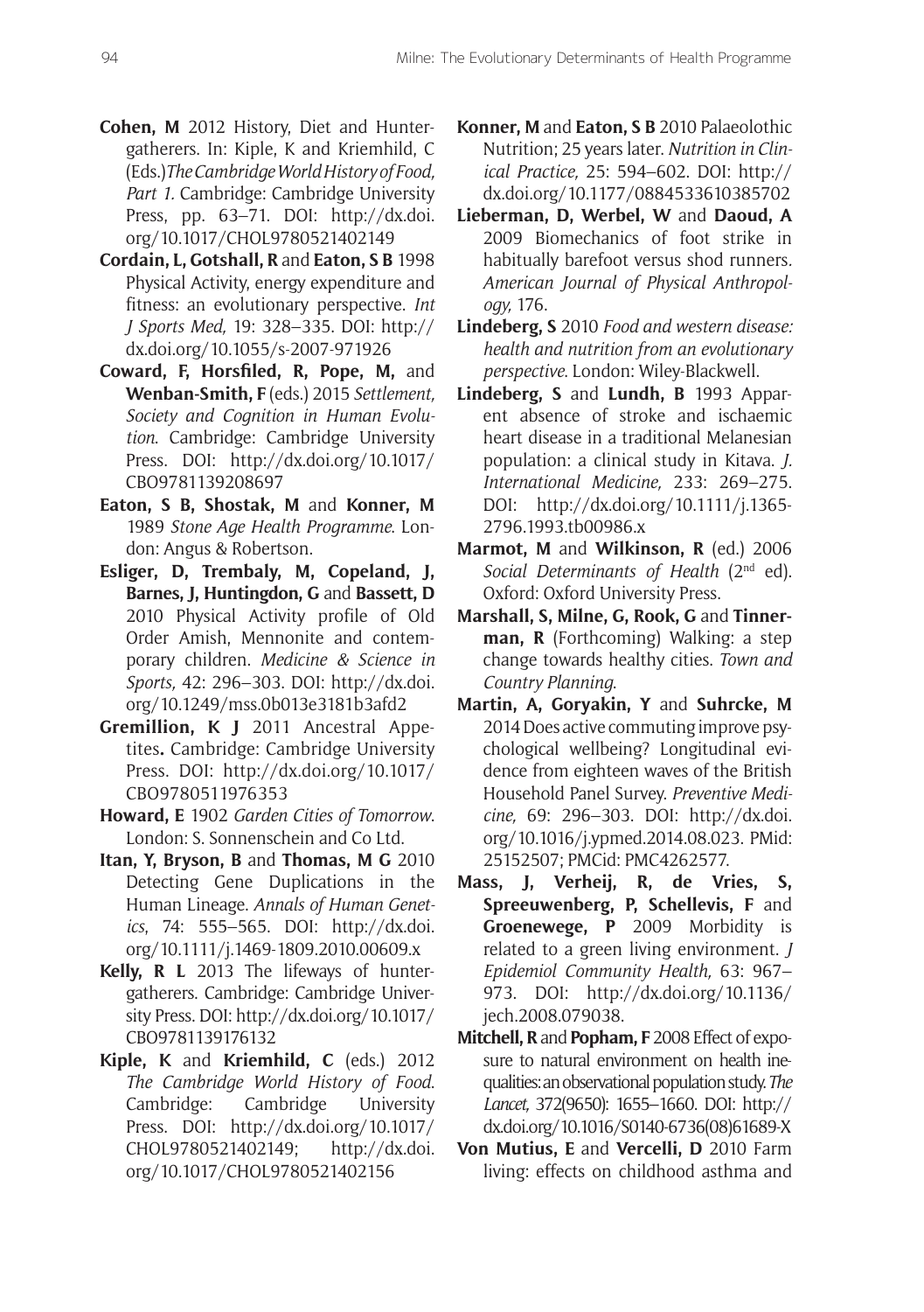**Cohen, M** 2012 History, Diet and Hunter-gatherers. In: Kiple, K and Kriemhild, C (Eds.) *The Cambridge World History of Food, Part 1.* Cambridge: Cambridge University Press, pp. 63–71. DOI: http://dx.doi.org/10.1017/CHOL9780521402149

**Cordain, L, Gotshall, R** and **Eaton, S B** 1998 Physical Activity, energy expenditure and fitness: an evolutionary perspective. *Int J Sports Med,* 19: 328–335. DOI: http://dx.doi.org/10.1055/s-2007-971926

**Coward, F, Horsfiled, R, Pope, M,** and **Wenban-Smith, F** (eds.) 2015 *Settlement, Society and Cognition in Human Evolution.* Cambridge: Cambridge University Press. DOI: http://dx.doi.org/10.1017/CBO9781139208697

**Eaton, S B, Shostak, M** and **Konner, M** 1989 *Stone Age Health Programme.* London: Angus & Robertson.

**Esliger, D, Trembaly, M, Copeland, J, Barnes, J, Huntingdon, G** and **Bassett, D** 2010 Physical Activity profile of Old Order Amish, Mennonite and contemporary children. *Medicine & Science in Sports,* 42: 296–303. DOI: http://dx.doi.org/10.1249/mss.0b013e3181b3afd2

**Gremillion, K J** 2011 Ancestral Appetites**.** Cambridge: Cambridge University Press. DOI: http://dx.doi.org/10.1017/CBO9780511976353

**Howard, E** 1902 *Garden Cities of Tomorrow*. London: S. Sonnenschein and Co Ltd.

**Itan, Y, Bryson, B** and **Thomas, M G** 2010 Detecting Gene Duplications in the Human Lineage. *Annals of Human Genetics*, 74: 555–565. DOI: http://dx.doi.org/10.1111/j.1469-1809.2010.00609.x

**Kelly, R L** 2013 The lifeways of hunter-gatherers. Cambridge: Cambridge University Press. DOI: http://dx.doi.org/10.1017/CBO9781139176132

**Kiple, K** and **Kriemhild, C** (eds.) 2012 *The Cambridge World History of Food*. Cambridge: Cambridge University Press. DOI: http://dx.doi.org/10.1017/CHOL9780521402149; http://dx.doi.org/10.1017/CHOL9780521402156

**Konner, M** and **Eaton, S B** 2010 Palaeolothic Nutrition; 25 years later. *Nutrition in Clinical Practice,* 25: 594–602. DOI: http://dx.doi.org/10.1177/0884533610385702

**Lieberman, D, Werbel, W** and **Daoud, A** 2009 Biomechanics of foot strike in habitually barefoot versus shod runners*. American Journal of Physical Anthropology,* 176.

**Lindeberg, S** 2010 *Food and western disease: health and nutrition from an evolutionary perspective*. London: Wiley-Blackwell.

**Lindeberg, S** and **Lundh, B** 1993 Apparent absence of stroke and ischaemic heart disease in a traditional Melanesian population: a clinical study in Kitava. *J. International Medicine,* 233: 269–275. DOI: http://dx.doi.org/10.1111/j.1365-2796.1993.tb00986.x

**Marmot, M** and **Wilkinson, R** (ed.) 2006 *Social Determinants of Health* (2nd ed). Oxford: Oxford University Press.

**Marshall, S, Milne, G, Rook, G** and **Tinnerman, R** (Forthcoming) Walking: a step change towards healthy cities. *Town and Country Planning.*

**Martin, A, Goryakin, Y** and **Suhrcke, M** 2014 Does active commuting improve psychological wellbeing? Longitudinal evidence from eighteen waves of the British Household Panel Survey. *Preventive Medicine,* 69: 296–303. DOI: http://dx.doi.org/10.1016/j.ypmed.2014.08.023. PMid: 25152507; PMCid: PMC4262577.

**Mass, J, Verheij, R, de Vries, S, Spreeuwenberg, P, Schellevis, F** and **Groenewege, P** 2009 Morbidity is related to a green living environment. *J Epidemiol Community Health,* 63: 967–973. DOI: http://dx.doi.org/10.1136/jech.2008.079038.

**Mitchell, R** and **Popham, F** 2008 Effect of exposure to natural environment on health inequalities: an observational population study. *The Lancet,* 372(9650): 1655–1660. DOI: http://dx.doi.org/10.1016/S0140-6736(08)61689-X

**Von Mutius, E** and **Vercelli, D** 2010 Farm living: effects on childhood asthma and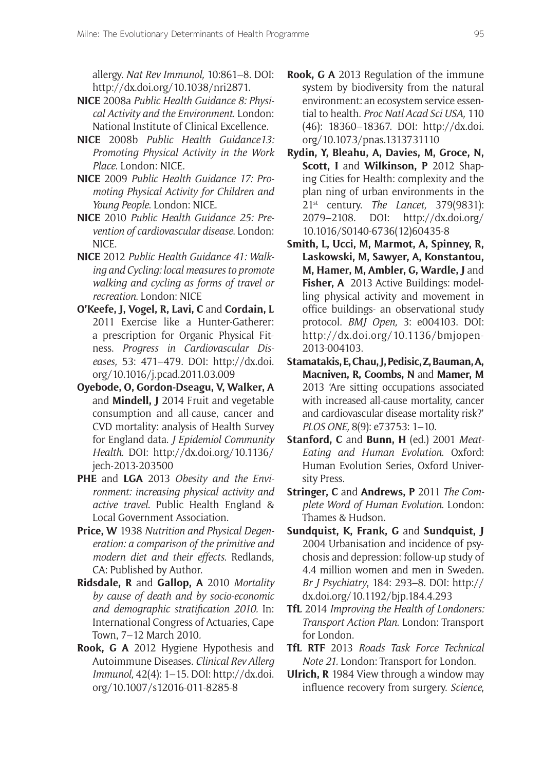allergy. *Nat Rev Immunol,* 10:861–8. DOI: http://dx.doi.org/10.1038/nri2871.

**NICE** 2008a *Public Health Guidance 8: Physical Activity and the Environment*. London: National Institute of Clinical Excellence.

**NICE** 2008b *Public Health Guidance13: Promoting Physical Activity in the Work Place*. London: NICE.

**NICE** 2009 *Public Health Guidance 17: Promoting Physical Activity for Children and Young People*. London: NICE.

**NICE** 2010 *Public Health Guidance 25: Prevention of cardiovascular disease*. London: NICE.

**NICE** 2012 *Public Health Guidance 41: Walking and Cycling: local measures to promote walking and cycling as forms of travel or recreation*. London: NICE

**O'Keefe, J, Vogel, R, Lavi, C** and **Cordain, L** 2011 Exercise like a Hunter-Gatherer: a prescription for Organic Physical Fitness. *Progress in Cardiovascular Diseases,* 53: 471–479. DOI: http://dx.doi.org/10.1016/j.pcad.2011.03.009

**Oyebode, O, Gordon-Dseagu, V, Walker, A** and **Mindell, J** 2014 Fruit and vegetable consumption and all-cause, cancer and CVD mortality: analysis of Health Survey for England data. *J Epidemiol Community Health.* DOI: http://dx.doi.org/10.1136/jech-2013-203500

**PHE** and **LGA** 2013 *Obesity and the Environment: increasing physical activity and active travel*. Public Health England & Local Government Association.

**Price, W** 1938 *Nutrition and Physical Degeneration: a comparison of the primitive and modern diet and their effects*. Redlands, CA: Published by Author.

**Ridsdale, R** and **Gallop, A** 2010 *Mortality by cause of death and by socio-economic and demographic stratification 2010.* In: International Congress of Actuaries, Cape Town, 7–12 March 2010.

**Rook, G A** 2012 Hygiene Hypothesis and Autoimmune Diseases. *Clinical Rev Allerg Immunol,* 42(4): 1–15. DOI: http://dx.doi.org/10.1007/s12016-011-8285-8

**Rook, G A** 2013 Regulation of the immune system by biodiversity from the natural environment: an ecosystem service essential to health. *Proc Natl Acad Sci USA,* 110 (46): 18360–18367. DOI: http://dx.doi.org/10.1073/pnas.1313731110

**Rydin, Y, Bleahu, A, Davies, M, Groce, N, Scott, I** and **Wilkinson, P** 2012 Shaping Cities for Health: complexity and the plan ning of urban environments in the 21st century. *The Lancet,* 379(9831): 2079–2108. DOI: http://dx.doi.org/10.1016/S0140-6736(12)60435-8

**Smith, L, Ucci, M, Marmot, A, Spinney, R, Laskowski, M, Sawyer, A, Konstantou, M, Hamer, M, Ambler, G, Wardle, J** and **Fisher, A** 2013 Active Buildings: modelling physical activity and movement in office buildings- an observational study protocol. *BMJ Open,* 3: e004103. DOI: http://dx.doi.org/10.1136/bmjopen-2013-004103.

**Stamatakis, E, Chau, J, Pedisic, Z, Bauman, A, Macniven, R, Coombs, N** and **Mamer, M** 2013 'Are sitting occupations associated with increased all-cause mortality, cancer and cardiovascular disease mortality risk?' *PLOS ONE,* 8(9): e73753: 1–10.

**Stanford, C** and **Bunn, H** (ed.) 2001 *Meat-Eating and Human Evolution*. Oxford: Human Evolution Series, Oxford University Press.

**Stringer, C** and **Andrews, P** 2011 *The Complete Word of Human Evolution*. London: Thames & Hudson.

**Sundquist, K, Frank, G** and **Sundquist, J** 2004 Urbanisation and incidence of psychosis and depression: follow-up study of 4.4 million women and men in Sweden. *Br J Psychiatry*, 184: 293–8. DOI: http://dx.doi.org/10.1192/bjp.184.4.293

**TfL** 2014 *Improving the Health of Londoners: Transport Action Plan*. London: Transport for London.

**TfL RTF** 2013 *Roads Task Force Technical Note 21.* London: Transport for London.

**Ulrich, R** 1984 View through a window may influence recovery from surgery. *Science*,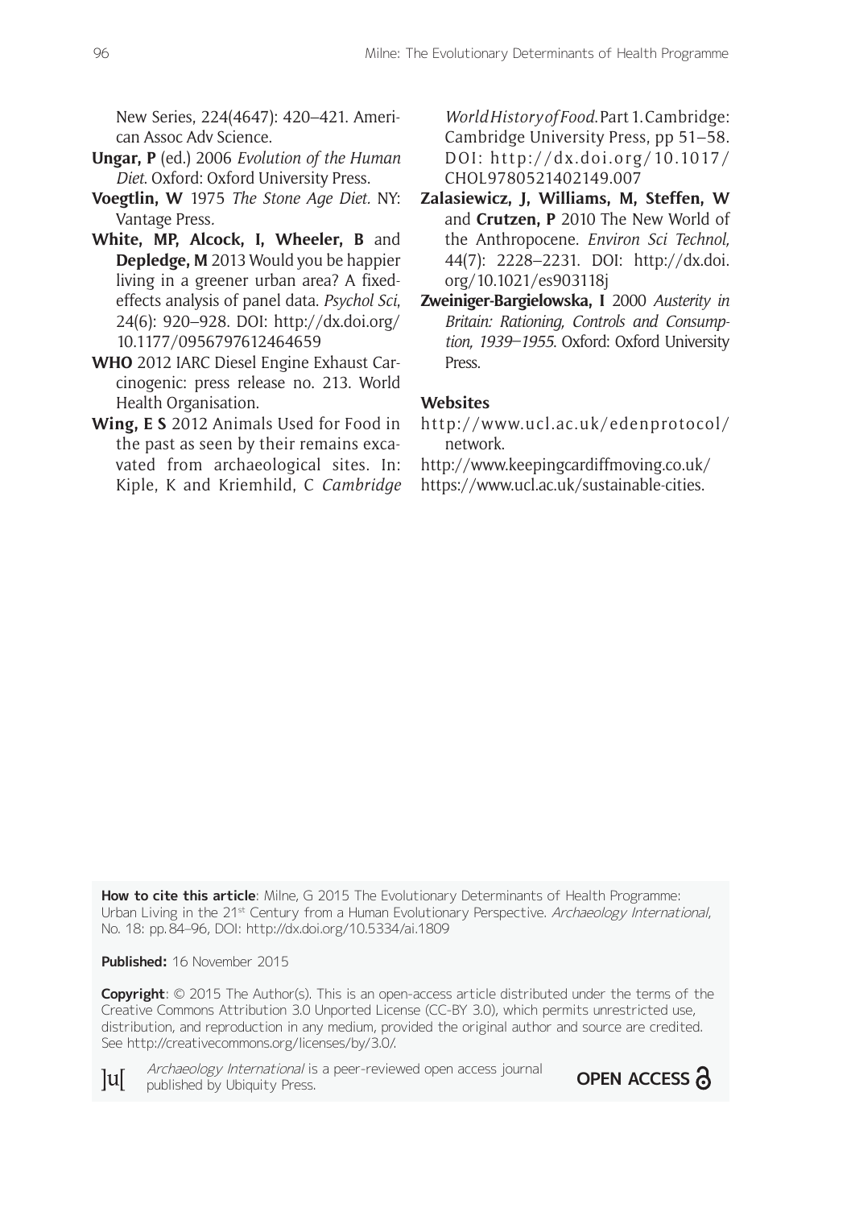New Series, 224(4647): 420–421. American Assoc Adv Science.

**Ungar, P** (ed.) 2006 *Evolution of the Human Diet*. Oxford: Oxford University Press.

**Voegtlin, W** 1975 *The Stone Age Diet*. NY: Vantage Press.

**White, MP, Alcock, I, Wheeler, B** and **Depledge, M** 2013 Would you be happier living in a greener urban area? A fixed-effects analysis of panel data. *Psychol Sci*, 24(6): 920–928. DOI: http://dx.doi.org/10.1177/0956797612464659

**WHO** 2012 IARC Diesel Engine Exhaust Carcinogenic: press release no. 213. World Health Organisation.

**Wing, E S** 2012 Animals Used for Food in the past as seen by their remains excavated from archaeological sites. In: Kiple, K and Kriemhild, C *Cambridge World History of Food*. Part 1. Cambridge: Cambridge University Press, pp 51–58. DOI: http://dx.doi.org/10.1017/CHOL9780521402149.007

**Zalasiewicz, J, Williams, M, Steffen, W** and **Crutzen, P** 2010 The New World of the Anthropocene. *Environ Sci Technol*, 44(7): 2228–2231. DOI: http://dx.doi.org/10.1021/es903118j

**Zweiniger-Bargielowska, I** 2000 *Austerity in Britain: Rationing, Controls and Consumption, 1939–1955*. Oxford: Oxford University Press.

## Websites

http://www.ucl.ac.uk/edenprotocol/network.

http://www.keepingcardiffmoving.co.uk/

https://www.ucl.ac.uk/sustainable-cities.

**How to cite this article**: Milne, G 2015 The Evolutionary Determinants of Health Programme: Urban Living in the 21st Century from a Human Evolutionary Perspective. *Archaeology International*, No. 18: pp. 84–96, DOI: http://dx.doi.org/10.5334/ai.1809

**Published:** 16 November 2015

**Copyright**: © 2015 The Author(s). This is an open-access article distributed under the terms of the Creative Commons Attribution 3.0 Unported License (CC-BY 3.0), which permits unrestricted use, distribution, and reproduction in any medium, provided the original author and source are credited. See http://creativecommons.org/licenses/by/3.0/.

*Archaeology International* is a peer-reviewed open access journal published by Ubiquity Press.

OPEN ACCESS